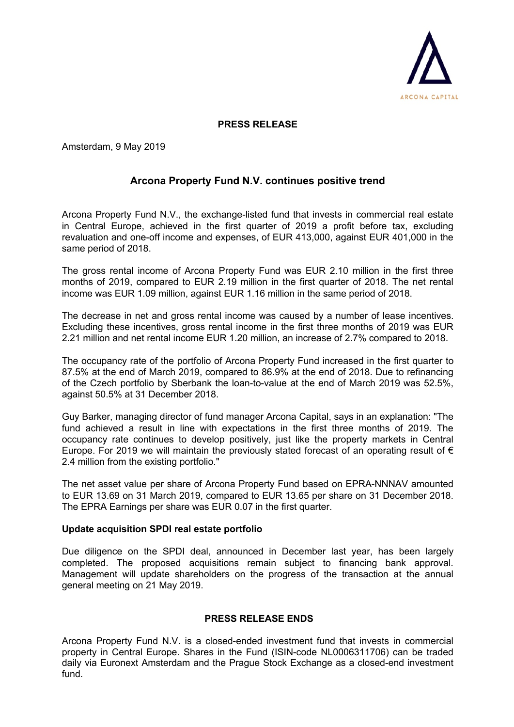ARCONA CAPITAL

**PRESS RELEASE**

Amsterdam, 9 May 2019

## Arcona Property Fund N.V. continues positive trend

Arcona Property Fund N.V., the exchange-listed fund that invests in commercial real estate in Central Europe, achieved in the first quarter of 2019 a profit before tax, excluding revaluation and one-off income and expenses, of EUR 413,000, against EUR 401,000 in the same period of 2018.

The gross rental income of Arcona Property Fund was EUR 2.10 million in the first three months of 2019, compared to EUR 2.19 million in the first quarter of 2018. The net rental income was EUR 1.09 million, against EUR 1.16 million in the same period of 2018.

The decrease in net and gross rental income was caused by a number of lease incentives. Excluding these incentives, gross rental income in the first three months of 2019 was EUR 2.21 million and net rental income EUR 1.20 million, an increase of 2.7% compared to 2018.

The occupancy rate of the portfolio of Arcona Property Fund increased in the first quarter to 87.5% at the end of March 2019, compared to 86.9% at the end of 2018. Due to refinancing of the Czech portfolio by Sberbank the loan-to-value at the end of March 2019 was 52.5%, against 50.5% at 31 December 2018.

Guy Barker, managing director of fund manager Arcona Capital, says in an explanation: "The fund achieved a result in line with expectations in the first three months of 2019. The occupancy rate continues to develop positively, just like the property markets in Central Europe. For 2019 we will maintain the previously stated forecast of an operating result of € 2.4 million from the existing portfolio."

The net asset value per share of Arcona Property Fund based on EPRA-NNNAV amounted to EUR 13.69 on 31 March 2019, compared to EUR 13.65 per share on 31 December 2018. The EPRA Earnings per share was EUR 0.07 in the first quarter.

**Update acquisition SPDI real estate portfolio**

Due diligence on the SPDI deal, announced in December last year, has been largely completed. The proposed acquisitions remain subject to financing bank approval. Management will update shareholders on the progress of the transaction at the annual general meeting on 21 May 2019.

**PRESS RELEASE ENDS**

Arcona Property Fund N.V. is a closed-ended investment fund that invests in commercial property in Central Europe. Shares in the Fund (ISIN-code NL0006311706) can be traded daily via Euronext Amsterdam and the Prague Stock Exchange as a closed-end investment fund.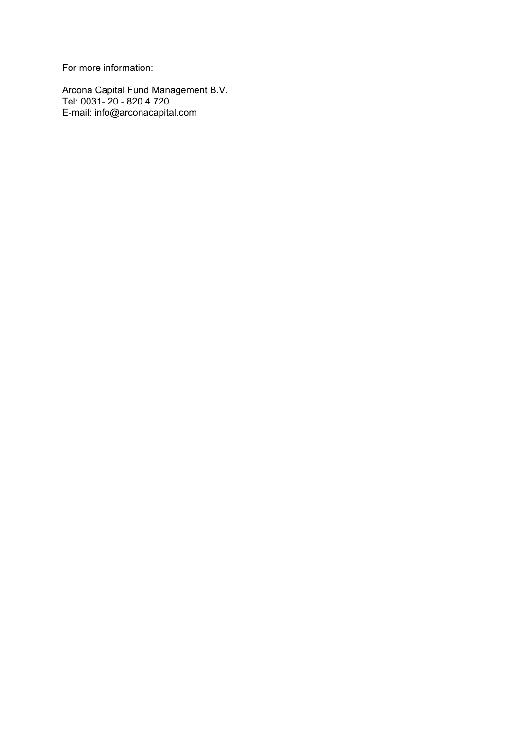For more information:

Arcona Capital Fund Management B.V.
Tel: 0031- 20 - 820 4 720
E-mail: info@arconacapital.com